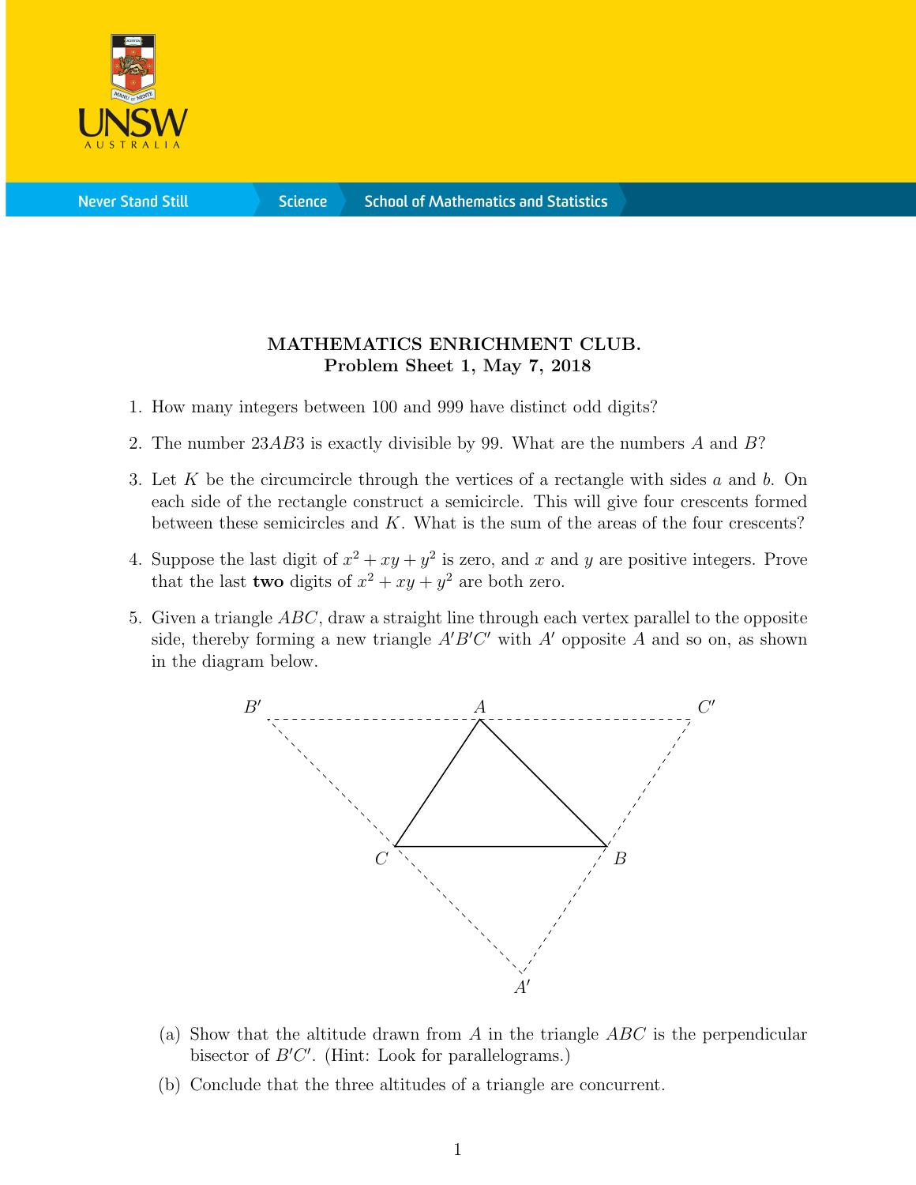**MATHEMATICS ENRICHMENT CLUB.**
**Problem Sheet 1, May 7, 2018**

1. How many integers between 100 and 999 have distinct odd digits?

2. The number $23AB3$ is exactly divisible by 99. What are the numbers $A$ and $B$?

3. Let $K$ be the circumcircle through the vertices of a rectangle with sides $a$ and $b$. On each side of the rectangle construct a semicircle. This will give four crescents formed between these semicircles and $K$. What is the sum of the areas of the four crescents?

4. Suppose the last digit of $x^2 + xy + y^2$ is zero, and $x$ and $y$ are positive integers. Prove that the last **two** digits of $x^2 + xy + y^2$ are both zero.

5. Given a triangle $ABC$, draw a straight line through each vertex parallel to the opposite side, thereby forming a new triangle $A'B'C'$ with $A'$ opposite $A$ and so on, as shown in the diagram below.

   (a) Show that the altitude drawn from $A$ in the triangle $ABC$ is the perpendicular bisector of $B'C'$. (Hint: Look for parallelograms.)

   (b) Conclude that the three altitudes of a triangle are concurrent.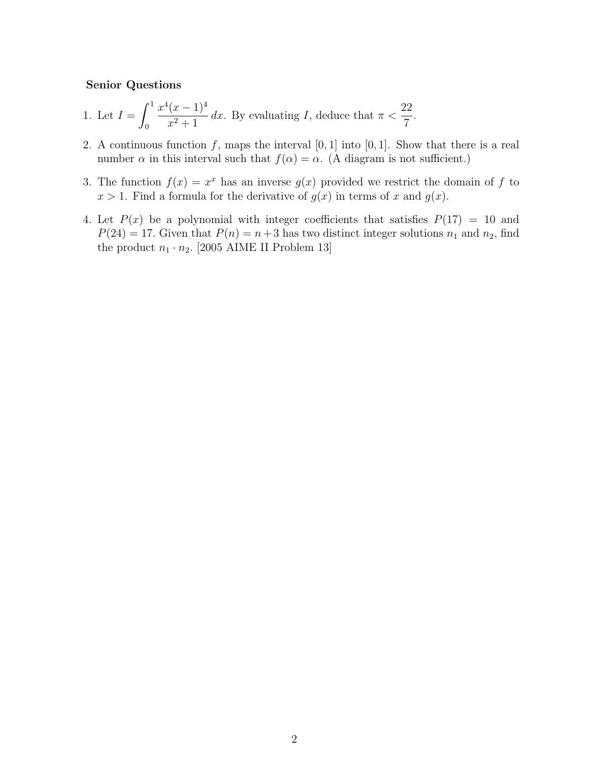**Senior Questions**

1. Let $I = \displaystyle\int_0^1 \frac{x^4(x-1)^4}{x^2+1}\,dx$. By evaluating $I$, deduce that $\pi < \dfrac{22}{7}$.

2. A continuous function $f$, maps the interval $[0, 1]$ into $[0, 1]$. Show that there is a real number $\alpha$ in this interval such that $f(\alpha) = \alpha$. (A diagram is not sufficient.)

3. The function $f(x) = x^x$ has an inverse $g(x)$ provided we restrict the domain of $f$ to $x > 1$. Find a formula for the derivative of $g(x)$ in terms of $x$ and $g(x)$.

4. Let $P(x)$ be a polynomial with integer coefficients that satisfies $P(17) = 10$ and $P(24) = 17$. Given that $P(n) = n+3$ has two distinct integer solutions $n_1$ and $n_2$, find the product $n_1 \cdot n_2$. [2005 AIME II Problem 13]